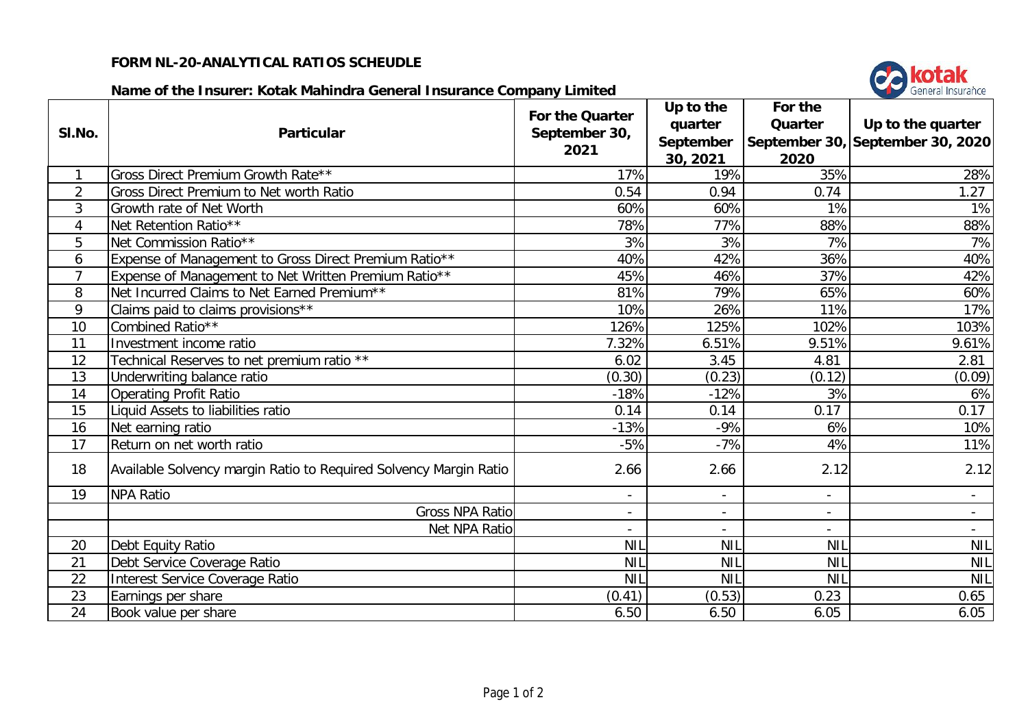**FORM NL-20-ANALYTICAL RATIOS SCHEUDLE**

**Name of the Insurer: Kotak Mahindra General Insurance Company Limited**

| SI.No. | Particular | For the Quarter September 30, 2021 | Up to the quarter September 30, 2021 | For the Quarter September 30, 2020 | Up to the quarter September 30, 2020 |
|---|---|---|---|---|---|
| 1 | Gross Direct Premium Growth Rate** | 17% | 19% | 35% | 28% |
| 2 | Gross Direct Premium to Net worth Ratio | 0.54 | 0.94 | 0.74 | 1.27 |
| 3 | Growth rate of Net Worth | 60% | 60% | 1% | 1% |
| 4 | Net Retention Ratio** | 78% | 77% | 88% | 88% |
| 5 | Net Commission Ratio** | 3% | 3% | 7% | 7% |
| 6 | Expense of Management to Gross Direct Premium Ratio** | 40% | 42% | 36% | 40% |
| 7 | Expense of Management to Net Written Premium Ratio** | 45% | 46% | 37% | 42% |
| 8 | Net Incurred Claims to Net Earned Premium** | 81% | 79% | 65% | 60% |
| 9 | Claims paid to claims provisions** | 10% | 26% | 11% | 17% |
| 10 | Combined Ratio** | 126% | 125% | 102% | 103% |
| 11 | Investment income ratio | 7.32% | 6.51% | 9.51% | 9.61% |
| 12 | Technical Reserves to net premium ratio ** | 6.02 | 3.45 | 4.81 | 2.81 |
| 13 | Underwriting balance ratio | (0.30) | (0.23) | (0.12) | (0.09) |
| 14 | Operating Profit Ratio | -18% | -12% | 3% | 6% |
| 15 | Liquid Assets to liabilities ratio | 0.14 | 0.14 | 0.17 | 0.17 |
| 16 | Net earning ratio | -13% | -9% | 6% | 10% |
| 17 | Return on net worth ratio | -5% | -7% | 4% | 11% |
| 18 | Available Solvency margin Ratio to Required Solvency Margin Ratio | 2.66 | 2.66 | 2.12 | 2.12 |
| 19 | NPA Ratio | - | - | - | - |
| | Gross NPA Ratio | - | - | - | - |
| | Net NPA Ratio | - | - | - | - |
| 20 | Debt Equity Ratio | NIL | NIL | NIL | NIL |
| 21 | Debt Service Coverage Ratio | NIL | NIL | NIL | NIL |
| 22 | Interest Service Coverage Ratio | NIL | NIL | NIL | NIL |
| 23 | Earnings per share | (0.41) | (0.53) | 0.23 | 0.65 |
| 24 | Book value per share | 6.50 | 6.50 | 6.05 | 6.05 |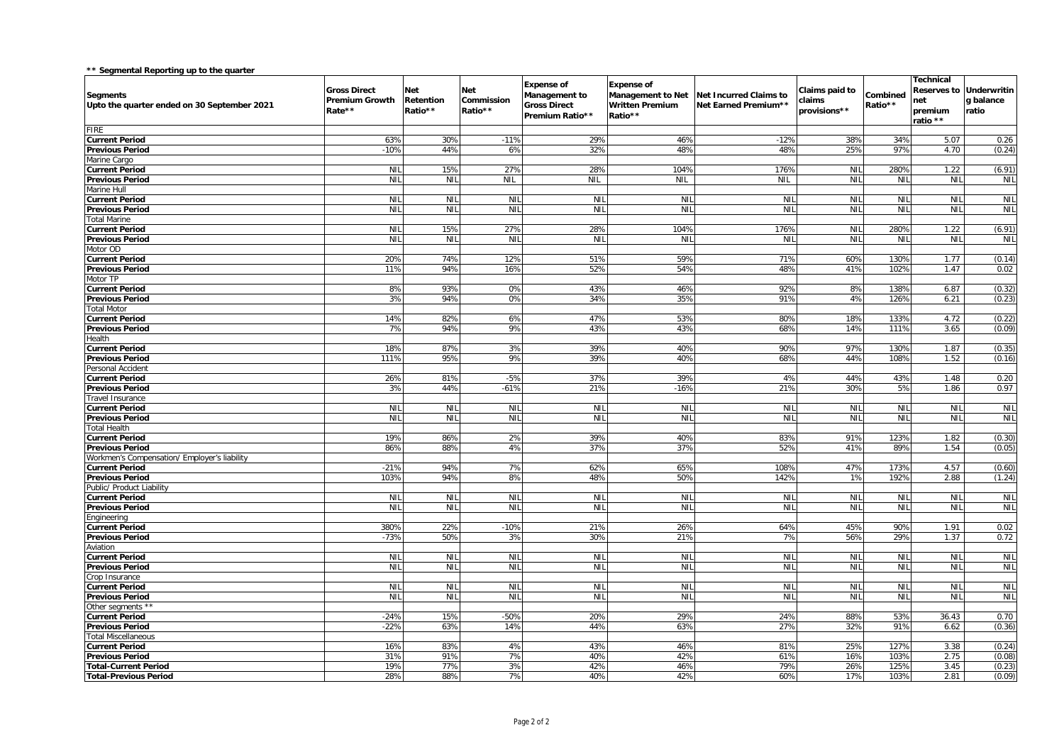**** Segmental Reporting up to the quarter**

| Segments Upto the quarter ended on 30 September 2021 | Gross Direct Premium Growth Rate** | Net Retention Ratio** | Net Commission Ratio** | Expense of Management to Gross Direct Premium Ratio** | Expense of Management to Net Written Premium Ratio** | Net Incurred Claims to Net Earned Premium** | Claims paid to claims provisions** | Combined Ratio** | Technical Reserves to net premium ratio ** | Underwriting balance ratio |
|---|---|---|---|---|---|---|---|---|---|---|
| FIRE | | | | | | | | | | |
| **Current Period** | 63% | 30% | -11% | 29% | 46% | -12% | 38% | 34% | 5.07 | 0.26 |
| **Previous Period** | -10% | 44% | 6% | 32% | 48% | 48% | 25% | 97% | 4.70 | (0.24) |
| Marine Cargo | | | | | | | | | | |
| **Current Period** | NIL | 15% | 27% | 28% | 104% | 176% | NIL | 280% | 1.22 | (6.91) |
| **Previous Period** | NIL | NIL | NIL | NIL | NIL | NIL | NIL | NIL | NIL | NIL |
| Marine Hull | | | | | | | | | | |
| **Current Period** | NIL | NIL | NIL | NIL | NIL | NIL | NIL | NIL | NIL | NIL |
| **Previous Period** | NIL | NIL | NIL | NIL | NIL | NIL | NIL | NIL | NIL | NIL |
| Total Marine | | | | | | | | | | |
| **Current Period** | NIL | 15% | 27% | 28% | 104% | 176% | NIL | 280% | 1.22 | (6.91) |
| **Previous Period** | NIL | NIL | NIL | NIL | NIL | NIL | NIL | NIL | NIL | NIL |
| Motor OD | | | | | | | | | | |
| **Current Period** | 20% | 74% | 12% | 51% | 59% | 71% | 60% | 130% | 1.77 | (0.14) |
| **Previous Period** | 11% | 94% | 16% | 52% | 54% | 48% | 41% | 102% | 1.47 | 0.02 |
| Motor TP | | | | | | | | | | |
| **Current Period** | 8% | 93% | 0% | 43% | 46% | 92% | 8% | 138% | 6.87 | (0.32) |
| **Previous Period** | 3% | 94% | 0% | 34% | 35% | 91% | 4% | 126% | 6.21 | (0.23) |
| Total Motor | | | | | | | | | | |
| **Current Period** | 14% | 82% | 6% | 47% | 53% | 80% | 18% | 133% | 4.72 | (0.22) |
| **Previous Period** | 7% | 94% | 9% | 43% | 43% | 68% | 14% | 111% | 3.65 | (0.09) |
| Health | | | | | | | | | | |
| **Current Period** | 18% | 87% | 3% | 39% | 40% | 90% | 97% | 130% | 1.87 | (0.35) |
| **Previous Period** | 111% | 95% | 9% | 39% | 40% | 68% | 44% | 108% | 1.52 | (0.16) |
| Personal Accident | | | | | | | | | | |
| **Current Period** | 26% | 81% | -5% | 37% | 39% | 4% | 44% | 43% | 1.48 | 0.20 |
| **Previous Period** | 3% | 44% | -61% | 21% | -16% | 21% | 30% | 5% | 1.86 | 0.97 |
| Travel Insurance | | | | | | | | | | |
| **Current Period** | NIL | NIL | NIL | NIL | NIL | NIL | NIL | NIL | NIL | NIL |
| **Previous Period** | NIL | NIL | NIL | NIL | NIL | NIL | NIL | NIL | NIL | NIL |
| Total Health | | | | | | | | | | |
| **Current Period** | 19% | 86% | 2% | 39% | 40% | 83% | 91% | 123% | 1.82 | (0.30) |
| **Previous Period** | 86% | 88% | 4% | 37% | 37% | 52% | 41% | 89% | 1.54 | (0.05) |
| Workmen's Compensation/ Employer's liability | | | | | | | | | | |
| **Current Period** | -21% | 94% | 7% | 62% | 65% | 108% | 47% | 173% | 4.57 | (0.60) |
| **Previous Period** | 103% | 94% | 8% | 48% | 50% | 142% | 1% | 192% | 2.88 | (1.24) |
| Public/ Product Liability | | | | | | | | | | |
| **Current Period** | NIL | NIL | NIL | NIL | NIL | NIL | NIL | NIL | NIL | NIL |
| **Previous Period** | NIL | NIL | NIL | NIL | NIL | NIL | NIL | NIL | NIL | NIL |
| Engineering | | | | | | | | | | |
| **Current Period** | 380% | 22% | -10% | 21% | 26% | 64% | 45% | 90% | 1.91 | 0.02 |
| **Previous Period** | -73% | 50% | 3% | 30% | 21% | 7% | 56% | 29% | 1.37 | 0.72 |
| Aviation | | | | | | | | | | |
| **Current Period** | NIL | NIL | NIL | NIL | NIL | NIL | NIL | NIL | NIL | NIL |
| **Previous Period** | NIL | NIL | NIL | NIL | NIL | NIL | NIL | NIL | NIL | NIL |
| Crop Insurance | | | | | | | | | | |
| **Current Period** | NIL | NIL | NIL | NIL | NIL | NIL | NIL | NIL | NIL | NIL |
| **Previous Period** | NIL | NIL | NIL | NIL | NIL | NIL | NIL | NIL | NIL | NIL |
| Other segments ** | | | | | | | | | | |
| **Current Period** | -24% | 15% | -50% | 20% | 29% | 24% | 88% | 53% | 36.43 | 0.70 |
| **Previous Period** | -22% | 63% | 14% | 44% | 63% | 27% | 32% | 91% | 6.62 | (0.36) |
| Total Miscellaneous | | | | | | | | | | |
| **Current Period** | 16% | 83% | 4% | 43% | 46% | 81% | 25% | 127% | 3.38 | (0.24) |
| **Previous Period** | 31% | 91% | 7% | 40% | 42% | 61% | 16% | 103% | 2.75 | (0.08) |
| **Total-Current Period** | 19% | 77% | 3% | 42% | 46% | 79% | 26% | 125% | 3.45 | (0.23) |
| **Total-Previous Period** | 28% | 88% | 7% | 40% | 42% | 60% | 17% | 103% | 2.81 | (0.09) |